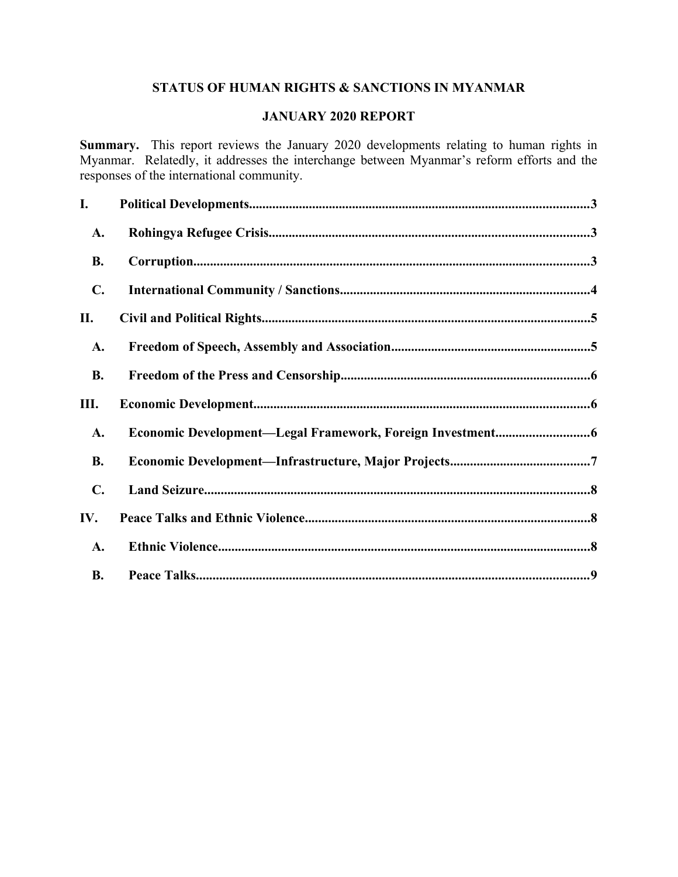# STATUS OF HUMAN RIGHTS & SANCTIONS IN MYANMAR

## JANUARY 2020 REPORT

**Summary.** This report reviews the January 2020 developments relating to human rights in Myanmar. Relatedly, it addresses the interchange between Myanmar's reform efforts and the responses of the international community.

**I. Political Developments** .......... 3

- **A. Rohingya Refugee Crisis** .......... 3
- **B. Corruption** .......... 3
- **C. International Community / Sanctions** .......... 4

**II. Civil and Political Rights** .......... 5

- **A. Freedom of Speech, Assembly and Association** .......... 5
- **B. Freedom of the Press and Censorship** .......... 6

**III. Economic Development** .......... 6

- **A. Economic Development—Legal Framework, Foreign Investment** .......... 6
- **B. Economic Development—Infrastructure, Major Projects** .......... 7
- **C. Land Seizure** .......... 8

**IV. Peace Talks and Ethnic Violence** .......... 8

- **A. Ethnic Violence** .......... 8
- **B. Peace Talks** .......... 9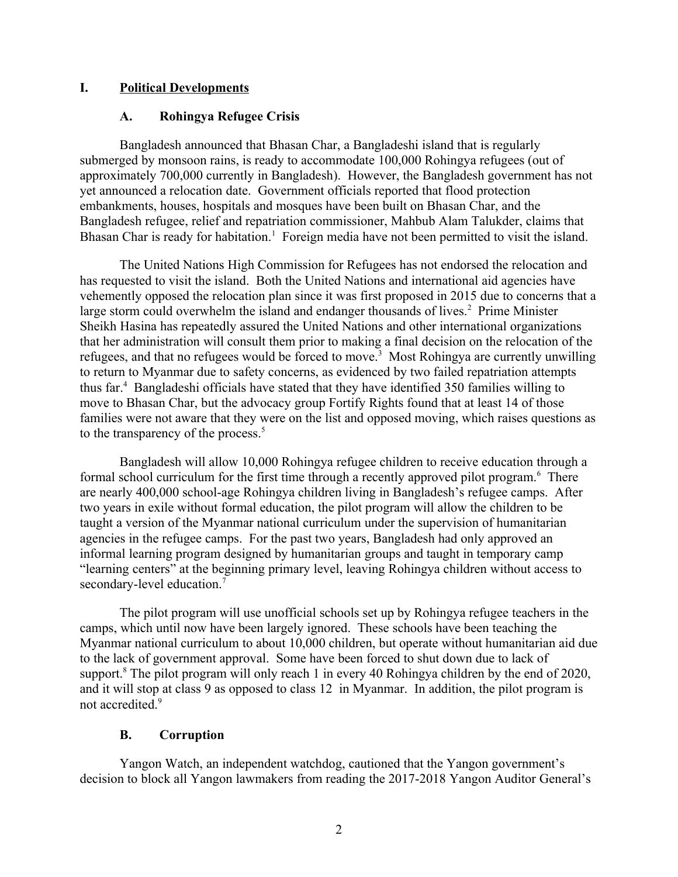# I. Political Developments

## A. Rohingya Refugee Crisis

Bangladesh announced that Bhasan Char, a Bangladeshi island that is regularly submerged by monsoon rains, is ready to accommodate 100,000 Rohingya refugees (out of approximately 700,000 currently in Bangladesh). However, the Bangladesh government has not yet announced a relocation date. Government officials reported that flood protection embankments, houses, hospitals and mosques have been built on Bhasan Char, and the Bangladesh refugee, relief and repatriation commissioner, Mahbub Alam Talukder, claims that Bhasan Char is ready for habitation.[1] Foreign media have not been permitted to visit the island.

The United Nations High Commission for Refugees has not endorsed the relocation and has requested to visit the island. Both the United Nations and international aid agencies have vehemently opposed the relocation plan since it was first proposed in 2015 due to concerns that a large storm could overwhelm the island and endanger thousands of lives.[2] Prime Minister Sheikh Hasina has repeatedly assured the United Nations and other international organizations that her administration will consult them prior to making a final decision on the relocation of the refugees, and that no refugees would be forced to move.[3] Most Rohingya are currently unwilling to return to Myanmar due to safety concerns, as evidenced by two failed repatriation attempts thus far.[4] Bangladeshi officials have stated that they have identified 350 families willing to move to Bhasan Char, but the advocacy group Fortify Rights found that at least 14 of those families were not aware that they were on the list and opposed moving, which raises questions as to the transparency of the process.[5]

Bangladesh will allow 10,000 Rohingya refugee children to receive education through a formal school curriculum for the first time through a recently approved pilot program.[6] There are nearly 400,000 school-age Rohingya children living in Bangladesh's refugee camps. After two years in exile without formal education, the pilot program will allow the children to be taught a version of the Myanmar national curriculum under the supervision of humanitarian agencies in the refugee camps. For the past two years, Bangladesh had only approved an informal learning program designed by humanitarian groups and taught in temporary camp "learning centers" at the beginning primary level, leaving Rohingya children without access to secondary-level education.[7]

The pilot program will use unofficial schools set up by Rohingya refugee teachers in the camps, which until now have been largely ignored. These schools have been teaching the Myanmar national curriculum to about 10,000 children, but operate without humanitarian aid due to the lack of government approval. Some have been forced to shut down due to lack of support.[8] The pilot program will only reach 1 in every 40 Rohingya children by the end of 2020, and it will stop at class 9 as opposed to class 12 in Myanmar. In addition, the pilot program is not accredited.[9]

## B. Corruption

Yangon Watch, an independent watchdog, cautioned that the Yangon government's decision to block all Yangon lawmakers from reading the 2017-2018 Yangon Auditor General's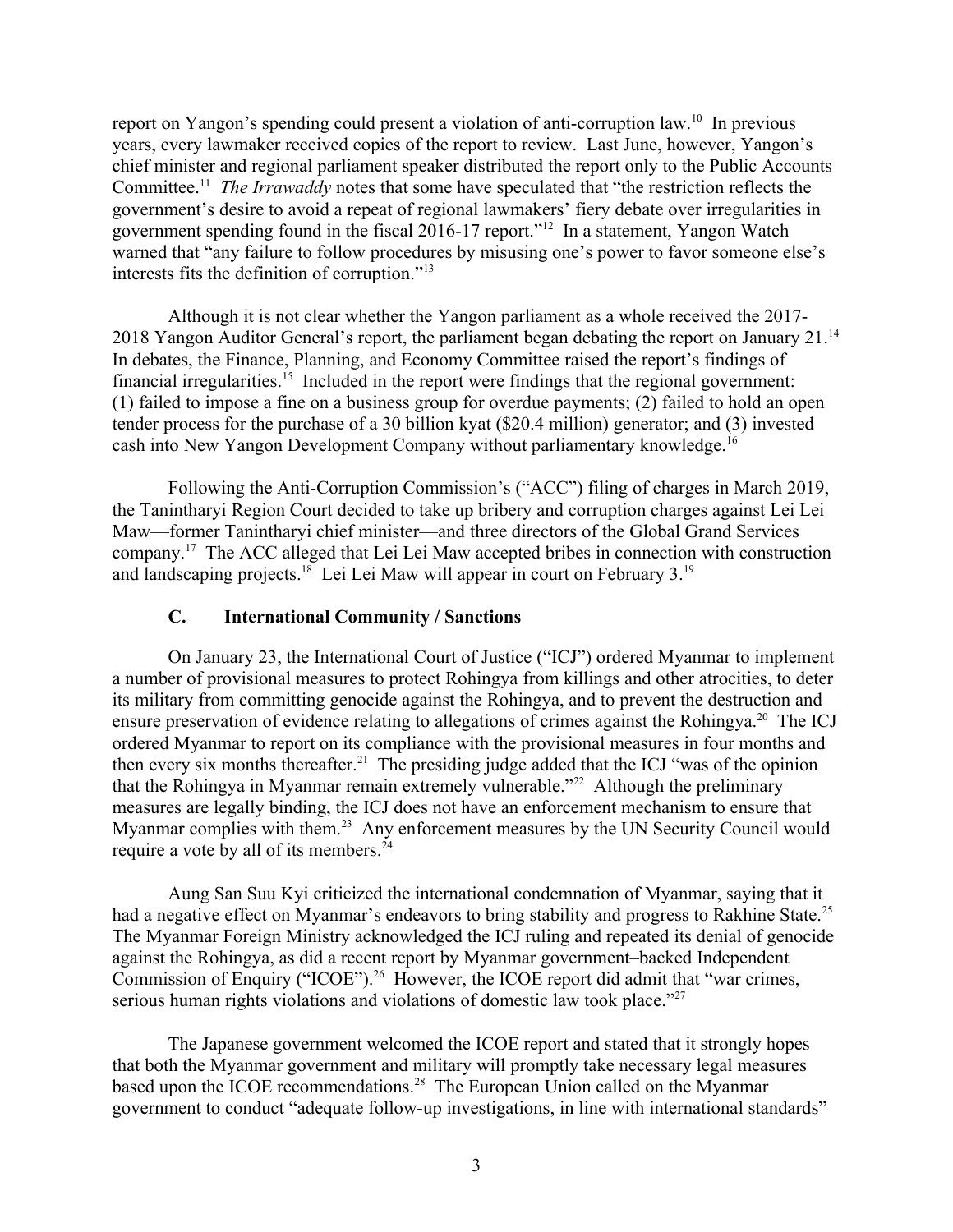report on Yangon's spending could present a violation of anti-corruption law.[10] In previous years, every lawmaker received copies of the report to review. Last June, however, Yangon's chief minister and regional parliament speaker distributed the report only to the Public Accounts Committee.[11] *The Irrawaddy* notes that some have speculated that "the restriction reflects the government's desire to avoid a repeat of regional lawmakers' fiery debate over irregularities in government spending found in the fiscal 2016-17 report."[12] In a statement, Yangon Watch warned that "any failure to follow procedures by misusing one's power to favor someone else's interests fits the definition of corruption."[13]

Although it is not clear whether the Yangon parliament as a whole received the 2017-2018 Yangon Auditor General's report, the parliament began debating the report on January 21.[14] In debates, the Finance, Planning, and Economy Committee raised the report's findings of financial irregularities.[15] Included in the report were findings that the regional government: (1) failed to impose a fine on a business group for overdue payments; (2) failed to hold an open tender process for the purchase of a 30 billion kyat ($20.4 million) generator; and (3) invested cash into New Yangon Development Company without parliamentary knowledge.[16]

Following the Anti-Corruption Commission's ("ACC") filing of charges in March 2019, the Tanintharyi Region Court decided to take up bribery and corruption charges against Lei Lei Maw—former Tanintharyi chief minister—and three directors of the Global Grand Services company.[17] The ACC alleged that Lei Lei Maw accepted bribes in connection with construction and landscaping projects.[18] Lei Lei Maw will appear in court on February 3.[19]

### C. International Community / Sanctions

On January 23, the International Court of Justice ("ICJ") ordered Myanmar to implement a number of provisional measures to protect Rohingya from killings and other atrocities, to deter its military from committing genocide against the Rohingya, and to prevent the destruction and ensure preservation of evidence relating to allegations of crimes against the Rohingya.[20] The ICJ ordered Myanmar to report on its compliance with the provisional measures in four months and then every six months thereafter.[21] The presiding judge added that the ICJ "was of the opinion that the Rohingya in Myanmar remain extremely vulnerable."[22] Although the preliminary measures are legally binding, the ICJ does not have an enforcement mechanism to ensure that Myanmar complies with them.[23] Any enforcement measures by the UN Security Council would require a vote by all of its members.[24]

Aung San Suu Kyi criticized the international condemnation of Myanmar, saying that it had a negative effect on Myanmar's endeavors to bring stability and progress to Rakhine State.[25] The Myanmar Foreign Ministry acknowledged the ICJ ruling and repeated its denial of genocide against the Rohingya, as did a recent report by Myanmar government–backed Independent Commission of Enquiry ("ICOE").[26] However, the ICOE report did admit that "war crimes, serious human rights violations and violations of domestic law took place."[27]

The Japanese government welcomed the ICOE report and stated that it strongly hopes that both the Myanmar government and military will promptly take necessary legal measures based upon the ICOE recommendations.[28] The European Union called on the Myanmar government to conduct "adequate follow-up investigations, in line with international standards"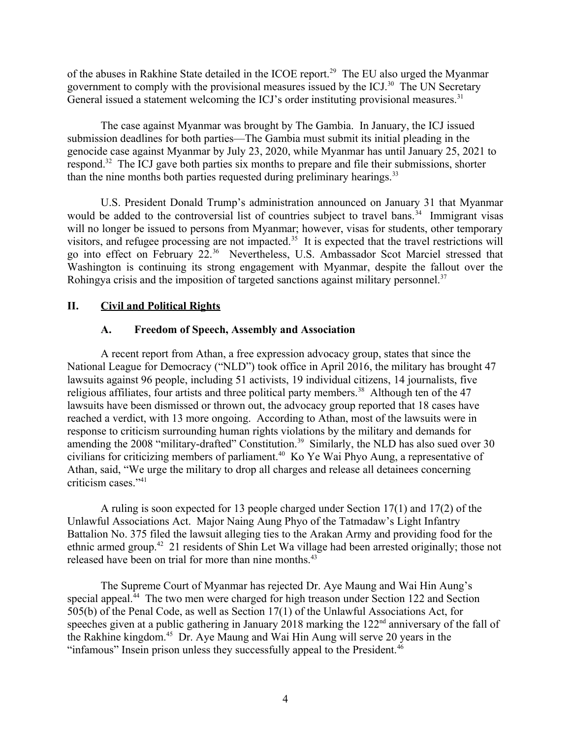of the abuses in Rakhine State detailed in the ICOE report.[29] The EU also urged the Myanmar government to comply with the provisional measures issued by the ICJ.[30] The UN Secretary General issued a statement welcoming the ICJ's order instituting provisional measures.[31]

The case against Myanmar was brought by The Gambia. In January, the ICJ issued submission deadlines for both parties—The Gambia must submit its initial pleading in the genocide case against Myanmar by July 23, 2020, while Myanmar has until January 25, 2021 to respond.[32] The ICJ gave both parties six months to prepare and file their submissions, shorter than the nine months both parties requested during preliminary hearings.[33]

U.S. President Donald Trump's administration announced on January 31 that Myanmar would be added to the controversial list of countries subject to travel bans.[34] Immigrant visas will no longer be issued to persons from Myanmar; however, visas for students, other temporary visitors, and refugee processing are not impacted.[35] It is expected that the travel restrictions will go into effect on February 22.[36] Nevertheless, U.S. Ambassador Scot Marciel stressed that Washington is continuing its strong engagement with Myanmar, despite the fallout over the Rohingya crisis and the imposition of targeted sanctions against military personnel.[37]

## II. Civil and Political Rights

### A. Freedom of Speech, Assembly and Association

A recent report from Athan, a free expression advocacy group, states that since the National League for Democracy ("NLD") took office in April 2016, the military has brought 47 lawsuits against 96 people, including 51 activists, 19 individual citizens, 14 journalists, five religious affiliates, four artists and three political party members.[38] Although ten of the 47 lawsuits have been dismissed or thrown out, the advocacy group reported that 18 cases have reached a verdict, with 13 more ongoing. According to Athan, most of the lawsuits were in response to criticism surrounding human rights violations by the military and demands for amending the 2008 "military-drafted" Constitution.[39] Similarly, the NLD has also sued over 30 civilians for criticizing members of parliament.[40] Ko Ye Wai Phyo Aung, a representative of Athan, said, "We urge the military to drop all charges and release all detainees concerning criticism cases."[41]

A ruling is soon expected for 13 people charged under Section 17(1) and 17(2) of the Unlawful Associations Act. Major Naing Aung Phyo of the Tatmadaw's Light Infantry Battalion No. 375 filed the lawsuit alleging ties to the Arakan Army and providing food for the ethnic armed group.[42] 21 residents of Shin Let Wa village had been arrested originally; those not released have been on trial for more than nine months.[43]

The Supreme Court of Myanmar has rejected Dr. Aye Maung and Wai Hin Aung's special appeal.[44] The two men were charged for high treason under Section 122 and Section 505(b) of the Penal Code, as well as Section 17(1) of the Unlawful Associations Act, for speeches given at a public gathering in January 2018 marking the 122nd anniversary of the fall of the Rakhine kingdom.[45] Dr. Aye Maung and Wai Hin Aung will serve 20 years in the "infamous" Insein prison unless they successfully appeal to the President.[46]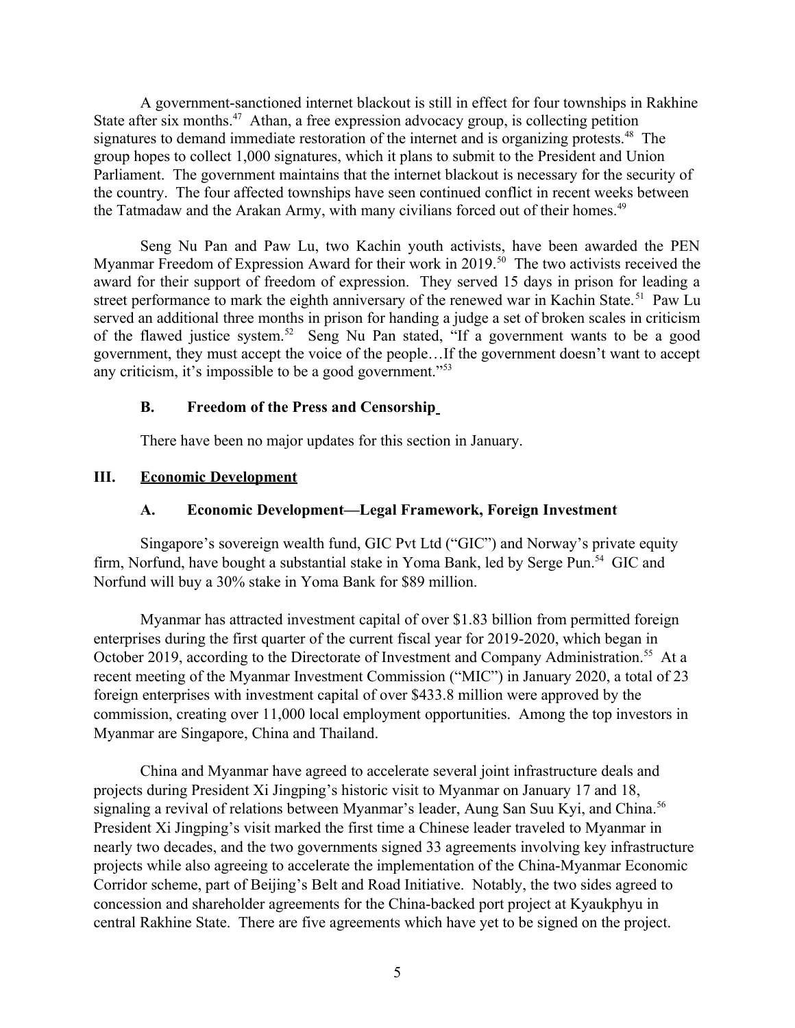A government-sanctioned internet blackout is still in effect for four townships in Rakhine State after six months.[47] Athan, a free expression advocacy group, is collecting petition signatures to demand immediate restoration of the internet and is organizing protests.[48] The group hopes to collect 1,000 signatures, which it plans to submit to the President and Union Parliament. The government maintains that the internet blackout is necessary for the security of the country. The four affected townships have seen continued conflict in recent weeks between the Tatmadaw and the Arakan Army, with many civilians forced out of their homes.[49]

Seng Nu Pan and Paw Lu, two Kachin youth activists, have been awarded the PEN Myanmar Freedom of Expression Award for their work in 2019.[50] The two activists received the award for their support of freedom of expression. They served 15 days in prison for leading a street performance to mark the eighth anniversary of the renewed war in Kachin State.[51] Paw Lu served an additional three months in prison for handing a judge a set of broken scales in criticism of the flawed justice system.[52] Seng Nu Pan stated, "If a government wants to be a good government, they must accept the voice of the people…If the government doesn't want to accept any criticism, it's impossible to be a good government."[53]

### B. Freedom of the Press and Censorship

There have been no major updates for this section in January.

## III. Economic Development

### A. Economic Development—Legal Framework, Foreign Investment

Singapore's sovereign wealth fund, GIC Pvt Ltd ("GIC") and Norway's private equity firm, Norfund, have bought a substantial stake in Yoma Bank, led by Serge Pun.[54] GIC and Norfund will buy a 30% stake in Yoma Bank for $89 million.

Myanmar has attracted investment capital of over $1.83 billion from permitted foreign enterprises during the first quarter of the current fiscal year for 2019-2020, which began in October 2019, according to the Directorate of Investment and Company Administration.[55] At a recent meeting of the Myanmar Investment Commission ("MIC") in January 2020, a total of 23 foreign enterprises with investment capital of over $433.8 million were approved by the commission, creating over 11,000 local employment opportunities. Among the top investors in Myanmar are Singapore, China and Thailand.

China and Myanmar have agreed to accelerate several joint infrastructure deals and projects during President Xi Jingping's historic visit to Myanmar on January 17 and 18, signaling a revival of relations between Myanmar's leader, Aung San Suu Kyi, and China.[56] President Xi Jingping's visit marked the first time a Chinese leader traveled to Myanmar in nearly two decades, and the two governments signed 33 agreements involving key infrastructure projects while also agreeing to accelerate the implementation of the China-Myanmar Economic Corridor scheme, part of Beijing's Belt and Road Initiative. Notably, the two sides agreed to concession and shareholder agreements for the China-backed port project at Kyaukphyu in central Rakhine State. There are five agreements which have yet to be signed on the project.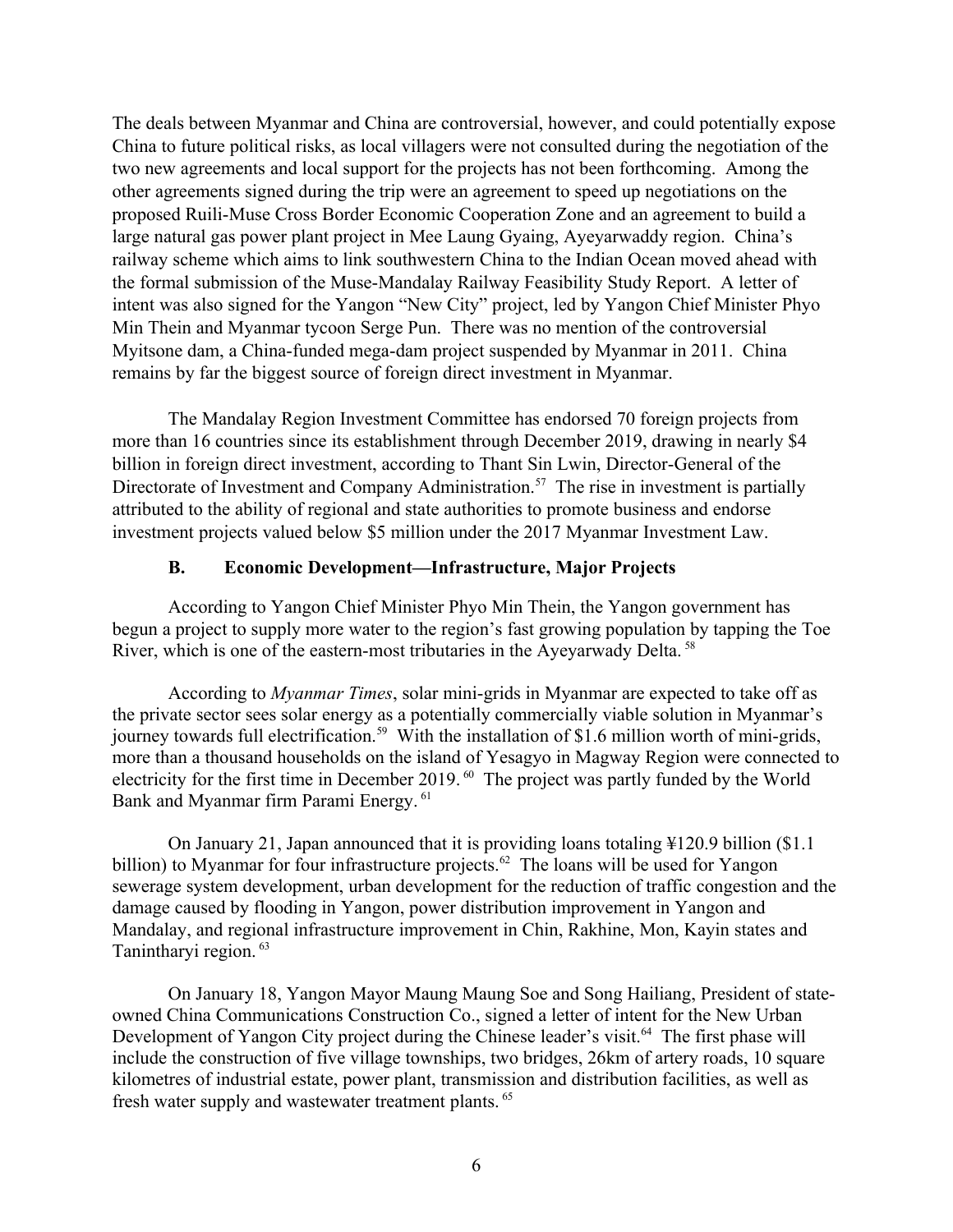The deals between Myanmar and China are controversial, however, and could potentially expose China to future political risks, as local villagers were not consulted during the negotiation of the two new agreements and local support for the projects has not been forthcoming. Among the other agreements signed during the trip were an agreement to speed up negotiations on the proposed Ruili-Muse Cross Border Economic Cooperation Zone and an agreement to build a large natural gas power plant project in Mee Laung Gyaing, Ayeyarwaddy region. China's railway scheme which aims to link southwestern China to the Indian Ocean moved ahead with the formal submission of the Muse-Mandalay Railway Feasibility Study Report. A letter of intent was also signed for the Yangon "New City" project, led by Yangon Chief Minister Phyo Min Thein and Myanmar tycoon Serge Pun. There was no mention of the controversial Myitsone dam, a China-funded mega-dam project suspended by Myanmar in 2011. China remains by far the biggest source of foreign direct investment in Myanmar.

The Mandalay Region Investment Committee has endorsed 70 foreign projects from more than 16 countries since its establishment through December 2019, drawing in nearly $4 billion in foreign direct investment, according to Thant Sin Lwin, Director-General of the Directorate of Investment and Company Administration.[57] The rise in investment is partially attributed to the ability of regional and state authorities to promote business and endorse investment projects valued below $5 million under the 2017 Myanmar Investment Law.

### B. Economic Development—Infrastructure, Major Projects

According to Yangon Chief Minister Phyo Min Thein, the Yangon government has begun a project to supply more water to the region's fast growing population by tapping the Toe River, which is one of the eastern-most tributaries in the Ayeyarwady Delta.[58]

According to *Myanmar Times*, solar mini-grids in Myanmar are expected to take off as the private sector sees solar energy as a potentially commercially viable solution in Myanmar's journey towards full electrification.[59] With the installation of $1.6 million worth of mini-grids, more than a thousand households on the island of Yesagyo in Magway Region were connected to electricity for the first time in December 2019.[60] The project was partly funded by the World Bank and Myanmar firm Parami Energy.[61]

On January 21, Japan announced that it is providing loans totaling ¥120.9 billion ($1.1 billion) to Myanmar for four infrastructure projects.[62] The loans will be used for Yangon sewerage system development, urban development for the reduction of traffic congestion and the damage caused by flooding in Yangon, power distribution improvement in Yangon and Mandalay, and regional infrastructure improvement in Chin, Rakhine, Mon, Kayin states and Tanintharyi region.[63]

On January 18, Yangon Mayor Maung Maung Soe and Song Hailiang, President of state-owned China Communications Construction Co., signed a letter of intent for the New Urban Development of Yangon City project during the Chinese leader's visit.[64] The first phase will include the construction of five village townships, two bridges, 26km of artery roads, 10 square kilometres of industrial estate, power plant, transmission and distribution facilities, as well as fresh water supply and wastewater treatment plants.[65]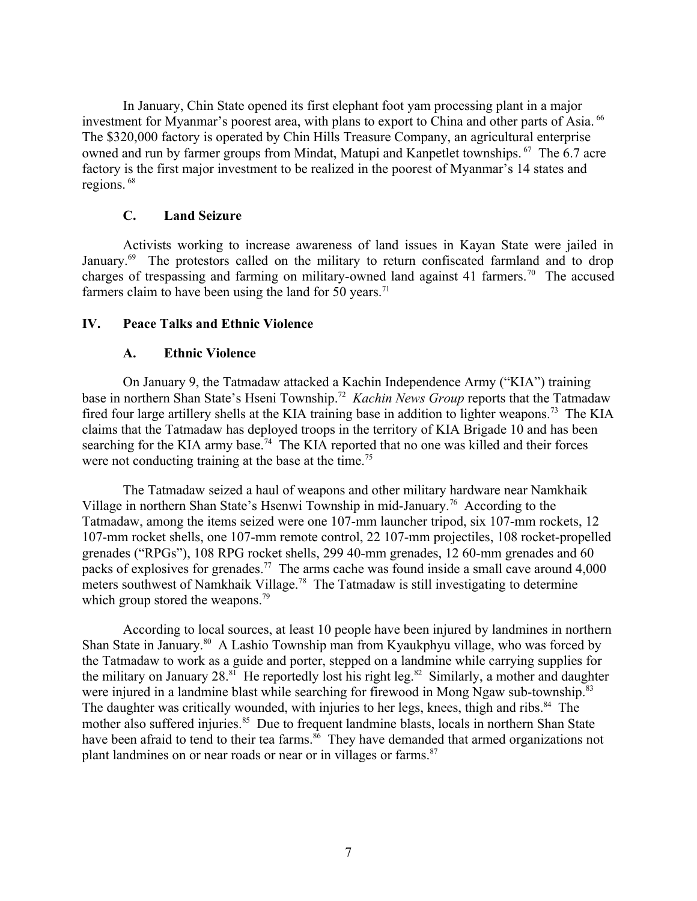In January, Chin State opened its first elephant foot yam processing plant in a major investment for Myanmar's poorest area, with plans to export to China and other parts of Asia.[66] The $320,000 factory is operated by Chin Hills Treasure Company, an agricultural enterprise owned and run by farmer groups from Mindat, Matupi and Kanpetlet townships.[67] The 6.7 acre factory is the first major investment to be realized in the poorest of Myanmar's 14 states and regions.[68]

### C. Land Seizure

Activists working to increase awareness of land issues in Kayan State were jailed in January.[69] The protestors called on the military to return confiscated farmland and to drop charges of trespassing and farming on military-owned land against 41 farmers.[70] The accused farmers claim to have been using the land for 50 years.[71]

## IV. Peace Talks and Ethnic Violence

### A. Ethnic Violence

On January 9, the Tatmadaw attacked a Kachin Independence Army ("KIA") training base in northern Shan State's Hseni Township.[72] *Kachin News Group* reports that the Tatmadaw fired four large artillery shells at the KIA training base in addition to lighter weapons.[73] The KIA claims that the Tatmadaw has deployed troops in the territory of KIA Brigade 10 and has been searching for the KIA army base.[74] The KIA reported that no one was killed and their forces were not conducting training at the base at the time.[75]

The Tatmadaw seized a haul of weapons and other military hardware near Namkhaik Village in northern Shan State's Hsenwi Township in mid-January.[76] According to the Tatmadaw, among the items seized were one 107-mm launcher tripod, six 107-mm rockets, 12 107-mm rocket shells, one 107-mm remote control, 22 107-mm projectiles, 108 rocket-propelled grenades ("RPGs"), 108 RPG rocket shells, 299 40-mm grenades, 12 60-mm grenades and 60 packs of explosives for grenades.[77] The arms cache was found inside a small cave around 4,000 meters southwest of Namkhaik Village.[78] The Tatmadaw is still investigating to determine which group stored the weapons.[79]

According to local sources, at least 10 people have been injured by landmines in northern Shan State in January.[80] A Lashio Township man from Kyaukphyu village, who was forced by the Tatmadaw to work as a guide and porter, stepped on a landmine while carrying supplies for the military on January 28.[81] He reportedly lost his right leg.[82] Similarly, a mother and daughter were injured in a landmine blast while searching for firewood in Mong Ngaw sub-township.[83] The daughter was critically wounded, with injuries to her legs, knees, thigh and ribs.[84] The mother also suffered injuries.[85] Due to frequent landmine blasts, locals in northern Shan State have been afraid to tend to their tea farms.[86] They have demanded that armed organizations not plant landmines on or near roads or near or in villages or farms.[87]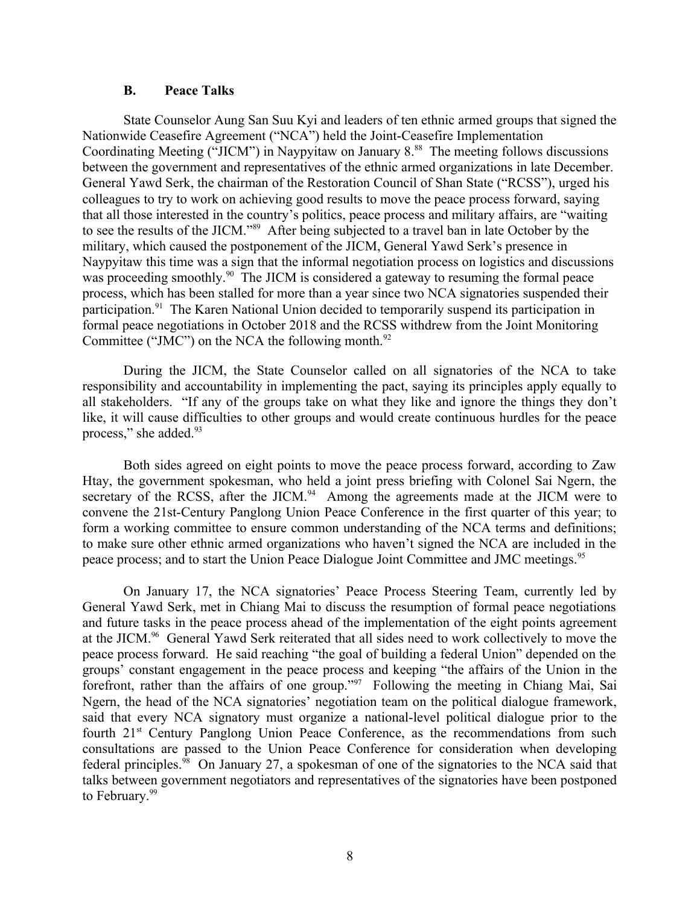### B. Peace Talks

State Counselor Aung San Suu Kyi and leaders of ten ethnic armed groups that signed the Nationwide Ceasefire Agreement ("NCA") held the Joint-Ceasefire Implementation Coordinating Meeting ("JICM") in Naypyitaw on January 8.[88] The meeting follows discussions between the government and representatives of the ethnic armed organizations in late December. General Yawd Serk, the chairman of the Restoration Council of Shan State ("RCSS"), urged his colleagues to try to work on achieving good results to move the peace process forward, saying that all those interested in the country's politics, peace process and military affairs, are "waiting to see the results of the JICM."[89] After being subjected to a travel ban in late October by the military, which caused the postponement of the JICM, General Yawd Serk's presence in Naypyitaw this time was a sign that the informal negotiation process on logistics and discussions was proceeding smoothly.[90] The JICM is considered a gateway to resuming the formal peace process, which has been stalled for more than a year since two NCA signatories suspended their participation.[91] The Karen National Union decided to temporarily suspend its participation in formal peace negotiations in October 2018 and the RCSS withdrew from the Joint Monitoring Committee ("JMC") on the NCA the following month.[92]

During the JICM, the State Counselor called on all signatories of the NCA to take responsibility and accountability in implementing the pact, saying its principles apply equally to all stakeholders. "If any of the groups take on what they like and ignore the things they don't like, it will cause difficulties to other groups and would create continuous hurdles for the peace process," she added.[93]

Both sides agreed on eight points to move the peace process forward, according to Zaw Htay, the government spokesman, who held a joint press briefing with Colonel Sai Ngern, the secretary of the RCSS, after the JICM.[94] Among the agreements made at the JICM were to convene the 21st-Century Panglong Union Peace Conference in the first quarter of this year; to form a working committee to ensure common understanding of the NCA terms and definitions; to make sure other ethnic armed organizations who haven't signed the NCA are included in the peace process; and to start the Union Peace Dialogue Joint Committee and JMC meetings.[95]

On January 17, the NCA signatories' Peace Process Steering Team, currently led by General Yawd Serk, met in Chiang Mai to discuss the resumption of formal peace negotiations and future tasks in the peace process ahead of the implementation of the eight points agreement at the JICM.[96] General Yawd Serk reiterated that all sides need to work collectively to move the peace process forward. He said reaching "the goal of building a federal Union" depended on the groups' constant engagement in the peace process and keeping "the affairs of the Union in the forefront, rather than the affairs of one group."[97] Following the meeting in Chiang Mai, Sai Ngern, the head of the NCA signatories' negotiation team on the political dialogue framework, said that every NCA signatory must organize a national-level political dialogue prior to the fourth 21st Century Panglong Union Peace Conference, as the recommendations from such consultations are passed to the Union Peace Conference for consideration when developing federal principles.[98] On January 27, a spokesman of one of the signatories to the NCA said that talks between government negotiators and representatives of the signatories have been postponed to February.[99]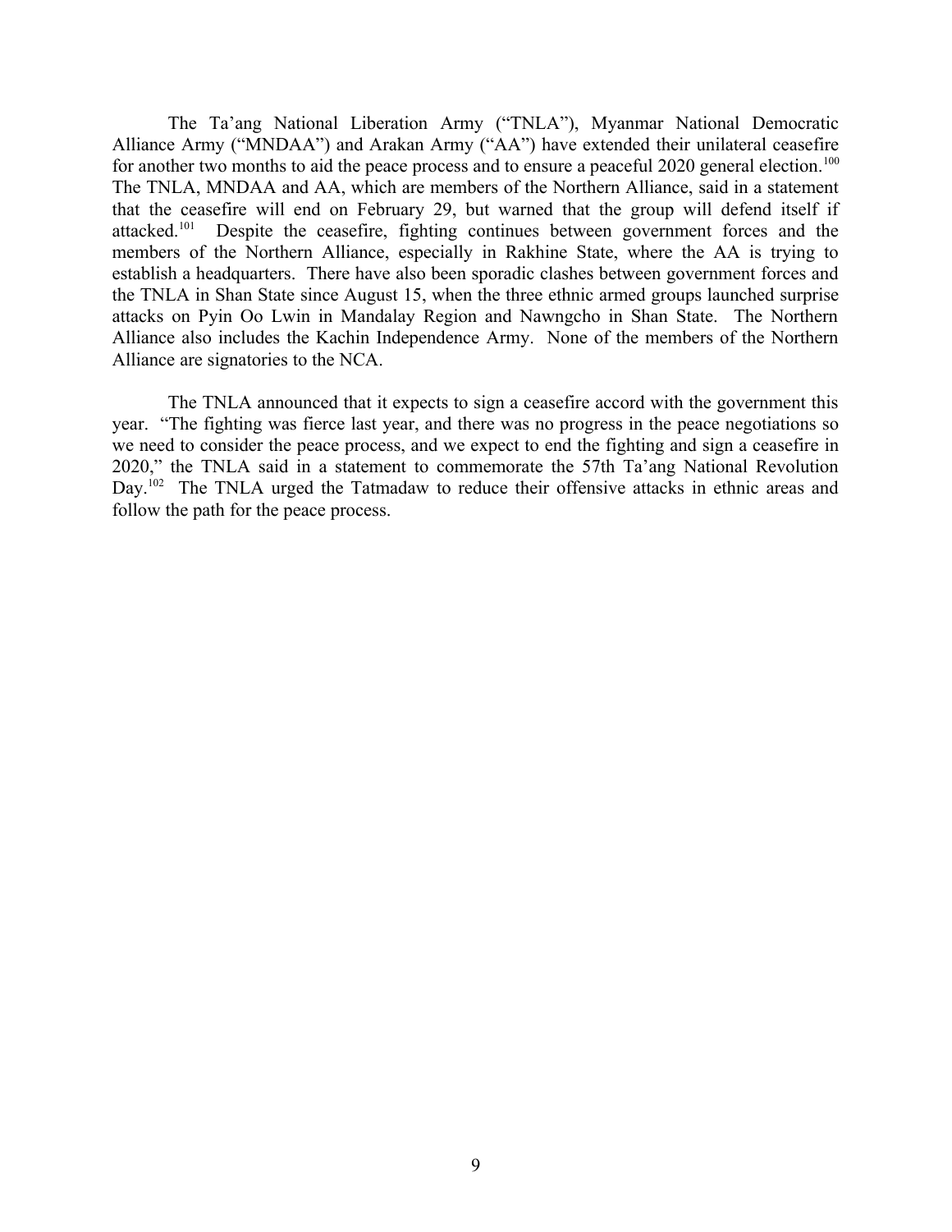The Ta'ang National Liberation Army ("TNLA"), Myanmar National Democratic Alliance Army ("MNDAA") and Arakan Army ("AA") have extended their unilateral ceasefire for another two months to aid the peace process and to ensure a peaceful 2020 general election.[100] The TNLA, MNDAA and AA, which are members of the Northern Alliance, said in a statement that the ceasefire will end on February 29, but warned that the group will defend itself if attacked.[101] Despite the ceasefire, fighting continues between government forces and the members of the Northern Alliance, especially in Rakhine State, where the AA is trying to establish a headquarters. There have also been sporadic clashes between government forces and the TNLA in Shan State since August 15, when the three ethnic armed groups launched surprise attacks on Pyin Oo Lwin in Mandalay Region and Nawngcho in Shan State. The Northern Alliance also includes the Kachin Independence Army. None of the members of the Northern Alliance are signatories to the NCA.

The TNLA announced that it expects to sign a ceasefire accord with the government this year. "The fighting was fierce last year, and there was no progress in the peace negotiations so we need to consider the peace process, and we expect to end the fighting and sign a ceasefire in 2020," the TNLA said in a statement to commemorate the 57th Ta'ang National Revolution Day.[102] The TNLA urged the Tatmadaw to reduce their offensive attacks in ethnic areas and follow the path for the peace process.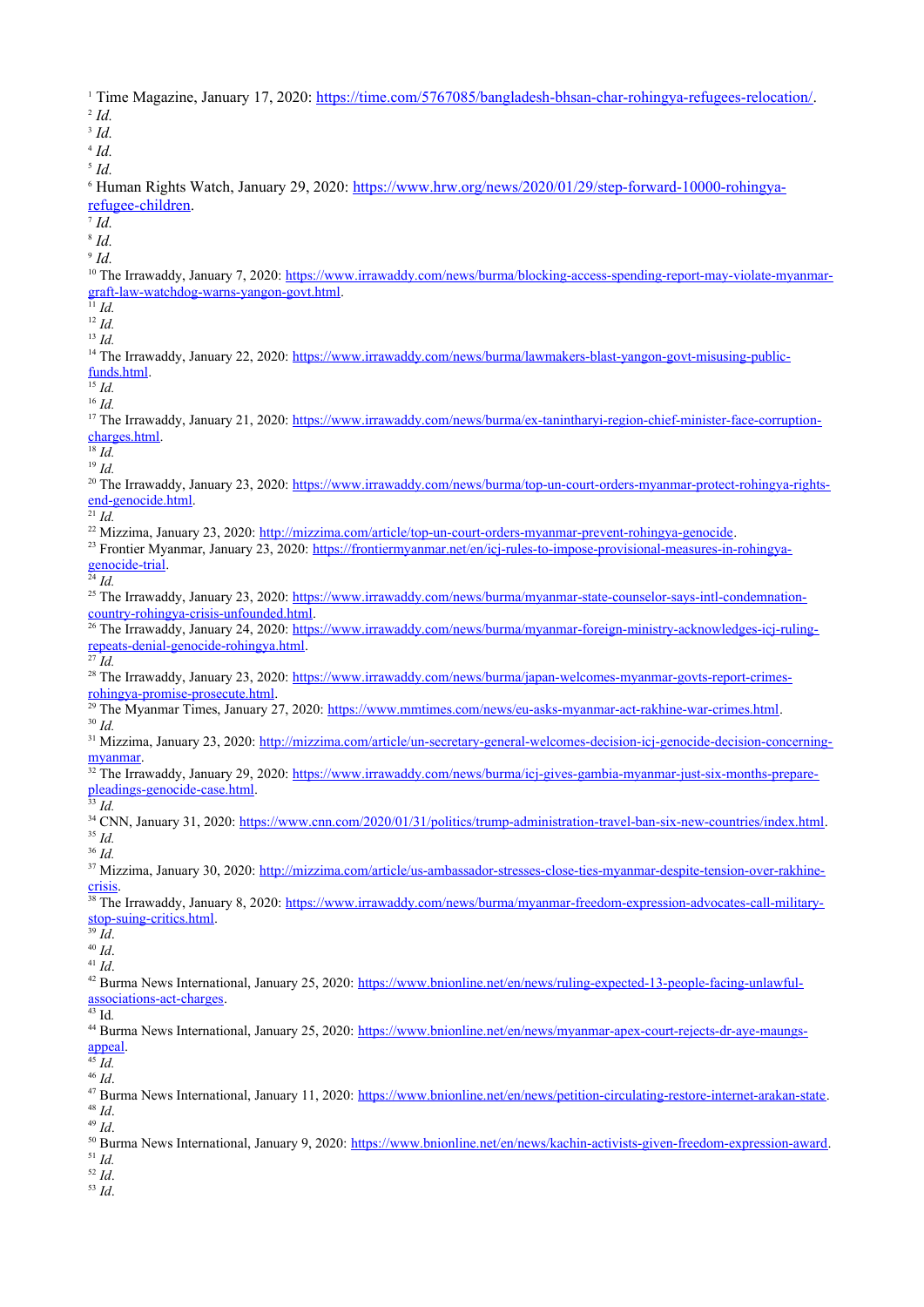[1] Time Magazine, January 17, 2020: https://time.com/5767085/bangladesh-bhsan-char-rohingya-refugees-relocation/.
[2] *Id.*
[3] *Id.*
[4] *Id.*
[5] *Id.*
[6] Human Rights Watch, January 29, 2020: https://www.hrw.org/news/2020/01/29/step-forward-10000-rohingya-refugee-children.
[7] *Id.*
[8] *Id.*
[9] *Id.*
[10] The Irrawaddy, January 7, 2020: https://www.irrawaddy.com/news/burma/blocking-access-spending-report-may-violate-myanmar-graft-law-watchdog-warns-yangon-govt.html.
[11] *Id.*
[12] *Id.*
[13] *Id.*
[14] The Irrawaddy, January 22, 2020: https://www.irrawaddy.com/news/burma/lawmakers-blast-yangon-govt-misusing-public-funds.html.
[15] *Id.*
[16] *Id.*
[17] The Irrawaddy, January 21, 2020: https://www.irrawaddy.com/news/burma/ex-tanintharyi-region-chief-minister-face-corruption-charges.html.
[18] *Id.*
[19] *Id.*
[20] The Irrawaddy, January 23, 2020: https://www.irrawaddy.com/news/burma/top-un-court-orders-myanmar-protect-rohingya-rights-end-genocide.html.
[21] *Id.*
[22] Mizzima, January 23, 2020: http://mizzima.com/article/top-un-court-orders-myanmar-prevent-rohingya-genocide.
[23] Frontier Myanmar, January 23, 2020: https://frontiermyanmar.net/en/icj-rules-to-impose-provisional-measures-in-rohingya-genocide-trial.
[24] *Id.*
[25] The Irrawaddy, January 23, 2020: https://www.irrawaddy.com/news/burma/myanmar-state-counselor-says-intl-condemnation-country-rohingya-crisis-unfounded.html.
[26] The Irrawaddy, January 24, 2020: https://www.irrawaddy.com/news/burma/myanmar-foreign-ministry-acknowledges-icj-ruling-repeats-denial-genocide-rohingya.html.
[27] *Id.*
[28] The Irrawaddy, January 23, 2020: https://www.irrawaddy.com/news/burma/japan-welcomes-myanmar-govts-report-crimes-rohingya-promise-prosecute.html.
[29] The Myanmar Times, January 27, 2020: https://www.mmtimes.com/news/eu-asks-myanmar-act-rakhine-war-crimes.html.
[30] *Id.*
[31] Mizzima, January 23, 2020: http://mizzima.com/article/un-secretary-general-welcomes-decision-icj-genocide-decision-concerning-myanmar.
[32] The Irrawaddy, January 29, 2020: https://www.irrawaddy.com/news/burma/icj-gives-gambia-myanmar-just-six-months-prepare-pleadings-genocide-case.html.
[33] *Id.*
[34] CNN, January 31, 2020: https://www.cnn.com/2020/01/31/politics/trump-administration-travel-ban-six-new-countries/index.html.
[35] *Id.*
[36] *Id.*
[37] Mizzima, January 30, 2020: http://mizzima.com/article/us-ambassador-stresses-close-ties-myanmar-despite-tension-over-rakhine-crisis.
[38] The Irrawaddy, January 8, 2020: https://www.irrawaddy.com/news/burma/myanmar-freedom-expression-advocates-call-military-stop-suing-critics.html.
[39] *Id*.
[40] *Id*.
[41] *Id*.
[42] Burma News International, January 25, 2020: https://www.bnionline.net/en/news/ruling-expected-13-people-facing-unlawful-associations-act-charges.
[43] Id.
[44] Burma News International, January 25, 2020: https://www.bnionline.net/en/news/myanmar-apex-court-rejects-dr-aye-maungs-appeal.
[45] *Id.*
[46] *Id*.
[47] Burma News International, January 11, 2020: https://www.bnionline.net/en/news/petition-circulating-restore-internet-arakan-state.
[48] *Id*.
[49] *Id*.
[50] Burma News International, January 9, 2020: https://www.bnionline.net/en/news/kachin-activists-given-freedom-expression-award.
[51] *Id.*
[52] *Id*.
[53] *Id*.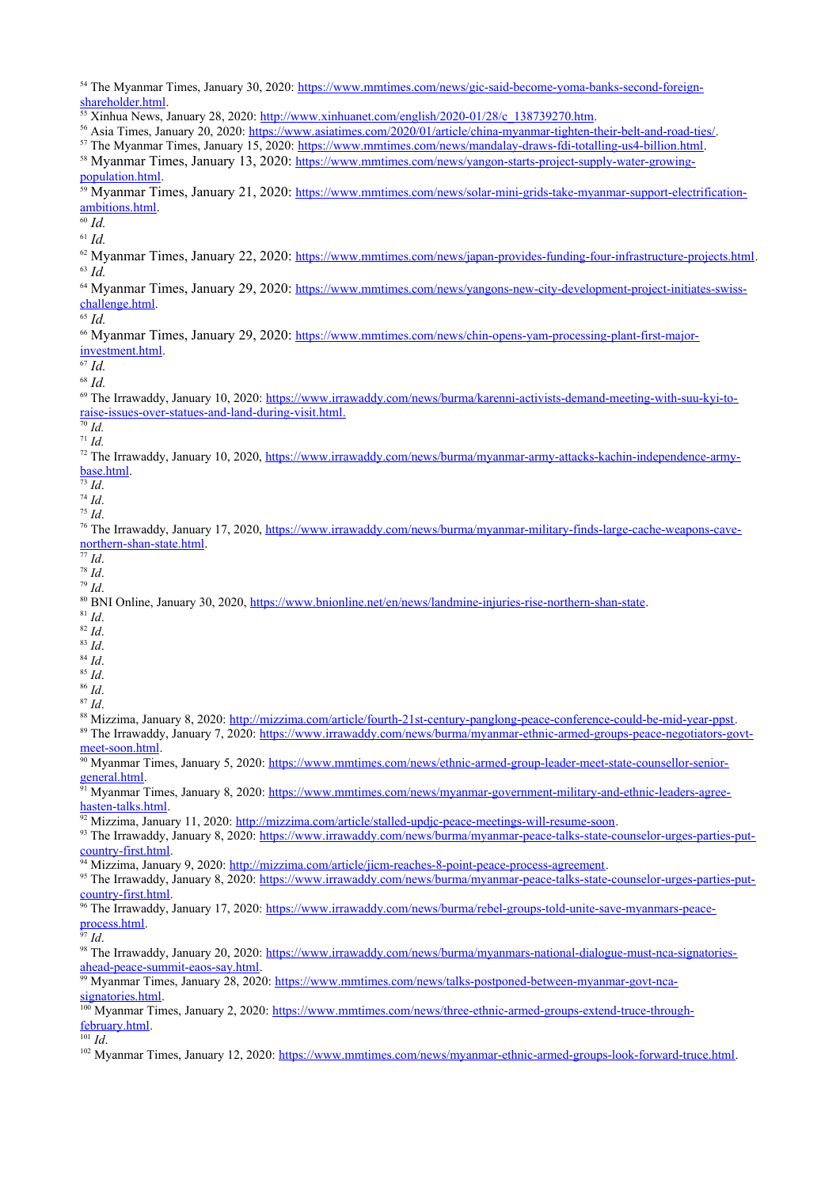[54] The Myanmar Times, January 30, 2020: https://www.mmtimes.com/news/gic-said-become-yoma-banks-second-foreign-shareholder.html.

[55] Xinhua News, January 28, 2020: http://www.xinhuanet.com/english/2020-01/28/c_138739270.htm.

[56] Asia Times, January 20, 2020: https://www.asiatimes.com/2020/01/article/china-myanmar-tighten-their-belt-and-road-ties/.

[57] The Myanmar Times, January 15, 2020: https://www.mmtimes.com/news/mandalay-draws-fdi-totalling-us4-billion.html.

[58] Myanmar Times, January 13, 2020: https://www.mmtimes.com/news/yangon-starts-project-supply-water-growing-population.html.

[59] Myanmar Times, January 21, 2020: https://www.mmtimes.com/news/solar-mini-grids-take-myanmar-support-electrification-ambitions.html.

[60] *Id.*

[61] *Id.*

[62] Myanmar Times, January 22, 2020: https://www.mmtimes.com/news/japan-provides-funding-four-infrastructure-projects.html.

[63] *Id.*

[64] Myanmar Times, January 29, 2020: https://www.mmtimes.com/news/yangons-new-city-development-project-initiates-swiss-challenge.html.

[65] *Id.*

[66] Myanmar Times, January 29, 2020: https://www.mmtimes.com/news/chin-opens-yam-processing-plant-first-major-investment.html.

[67] *Id.*

[68] *Id.*

[69] The Irrawaddy, January 10, 2020: https://www.irrawaddy.com/news/burma/karenni-activists-demand-meeting-with-suu-kyi-to-raise-issues-over-statues-and-land-during-visit.html.

[70] *Id.*

[71] *Id.*

[72] The Irrawaddy, January 10, 2020, https://www.irrawaddy.com/news/burma/myanmar-army-attacks-kachin-independence-army-base.html.

[73] *Id*.

[74] *Id*.

[75] *Id*.

[76] The Irrawaddy, January 17, 2020, https://www.irrawaddy.com/news/burma/myanmar-military-finds-large-cache-weapons-cave-northern-shan-state.html.

[77] *Id*.

[78] *Id*.

[79] *Id*.

[80] BNI Online, January 30, 2020, https://www.bnionline.net/en/news/landmine-injuries-rise-northern-shan-state.

[81] *Id*.

[82] *Id*.

[83] *Id*.

[84] *Id*.

[85] *Id*.

[86] *Id*.

[87] *Id*.

[88] Mizzima, January 8, 2020: http://mizzima.com/article/fourth-21st-century-panglong-peace-conference-could-be-mid-year-ppst.

[89] The Irrawaddy, January 7, 2020: https://www.irrawaddy.com/news/burma/myanmar-ethnic-armed-groups-peace-negotiators-govt-meet-soon.html.

[90] Myanmar Times, January 5, 2020: https://www.mmtimes.com/news/ethnic-armed-group-leader-meet-state-counsellor-senior-general.html.

[91] Myanmar Times, January 8, 2020: https://www.mmtimes.com/news/myanmar-government-military-and-ethnic-leaders-agree-hasten-talks.html.

[92] Mizzima, January 11, 2020: http://mizzima.com/article/stalled-updjc-peace-meetings-will-resume-soon.

[93] The Irrawaddy, January 8, 2020: https://www.irrawaddy.com/news/burma/myanmar-peace-talks-state-counselor-urges-parties-put-country-first.html.

[94] Mizzima, January 9, 2020: http://mizzima.com/article/jicm-reaches-8-point-peace-process-agreement.

[95] The Irrawaddy, January 8, 2020: https://www.irrawaddy.com/news/burma/myanmar-peace-talks-state-counselor-urges-parties-put-country-first.html.

[96] The Irrawaddy, January 17, 2020: https://www.irrawaddy.com/news/burma/rebel-groups-told-unite-save-myanmars-peace-process.html.

[97] *Id*.

[98] The Irrawaddy, January 20, 2020: https://www.irrawaddy.com/news/burma/myanmars-national-dialogue-must-nca-signatories-ahead-peace-summit-eaos-say.html.

[99] Myanmar Times, January 28, 2020: https://www.mmtimes.com/news/talks-postponed-between-myanmar-govt-nca-signatories.html.

[100] Myanmar Times, January 2, 2020: https://www.mmtimes.com/news/three-ethnic-armed-groups-extend-truce-through-february.html.

[101] *Id*.

[102] Myanmar Times, January 12, 2020: https://www.mmtimes.com/news/myanmar-ethnic-armed-groups-look-forward-truce.html.